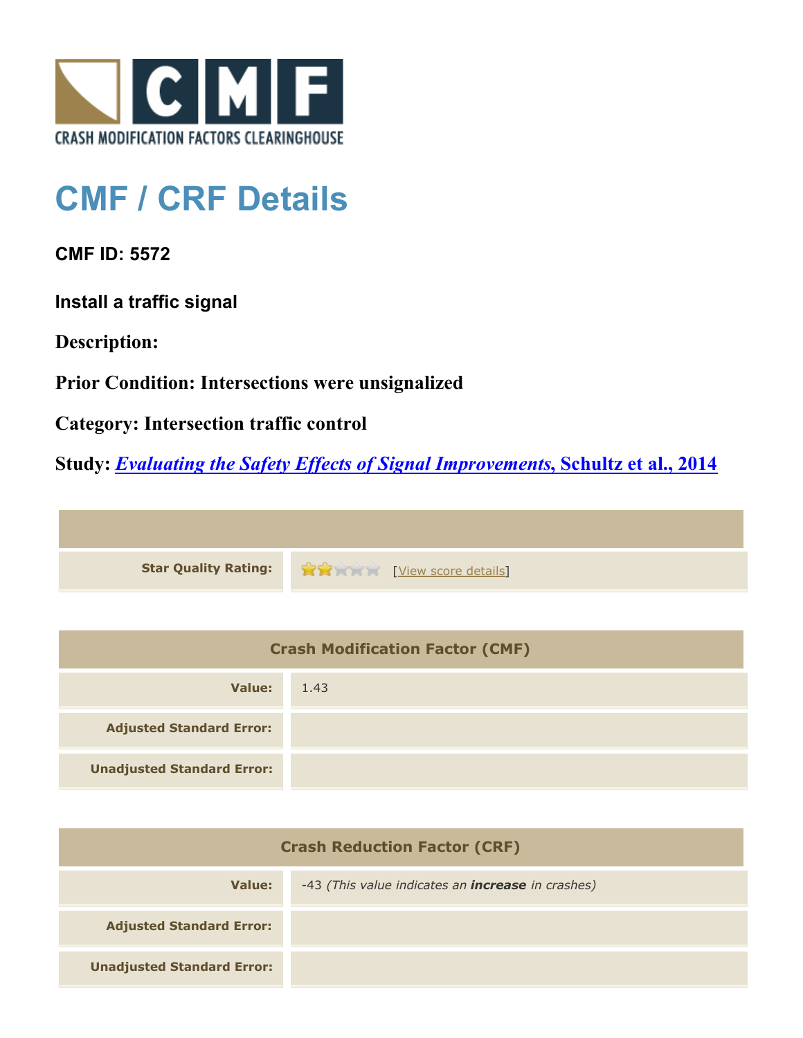CRASH MODIFICATION FACTORS CLEARINGHOUSE

# CMF / CRF Details

**CMF ID: 5572**

**Install a traffic signal**

**Description:**

**Prior Condition: Intersections were unsignalized**

**Category: Intersection traffic control**

**Study: *Evaluating the Safety Effects of Signal Improvements*, Schultz et al., 2014**

| | |
|---|---|
| **Star Quality Rating:** | [View score details] |

| Crash Modification Factor (CMF) | |
|---|---|
| **Value:** | 1.43 |
| **Adjusted Standard Error:** | |
| **Unadjusted Standard Error:** | |

| Crash Reduction Factor (CRF) | |
|---|---|
| **Value:** | -43 *(This value indicates an* ***increase*** *in crashes)* |
| **Adjusted Standard Error:** | |
| **Unadjusted Standard Error:** | |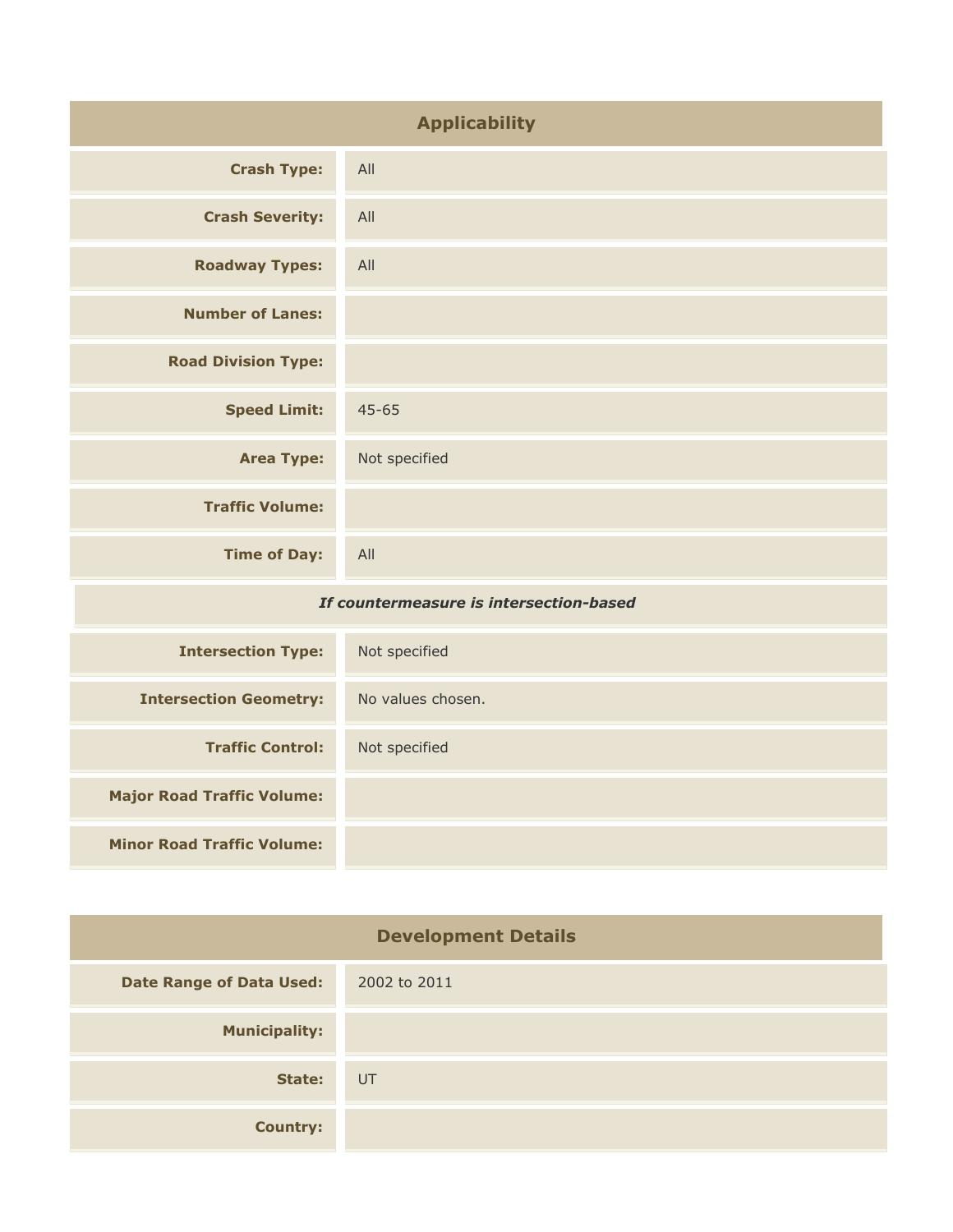## Applicability

| | |
|---|---|
| **Crash Type:** | All |
| **Crash Severity:** | All |
| **Roadway Types:** | All |
| **Number of Lanes:** | |
| **Road Division Type:** | |
| **Speed Limit:** | 45-65 |
| **Area Type:** | Not specified |
| **Traffic Volume:** | |
| **Time of Day:** | All |
| ***If countermeasure is intersection-based*** | |
| **Intersection Type:** | Not specified |
| **Intersection Geometry:** | No values chosen. |
| **Traffic Control:** | Not specified |
| **Major Road Traffic Volume:** | |
| **Minor Road Traffic Volume:** | |

## Development Details

| | |
|---|---|
| **Date Range of Data Used:** | 2002 to 2011 |
| **Municipality:** | |
| **State:** | UT |
| **Country:** | |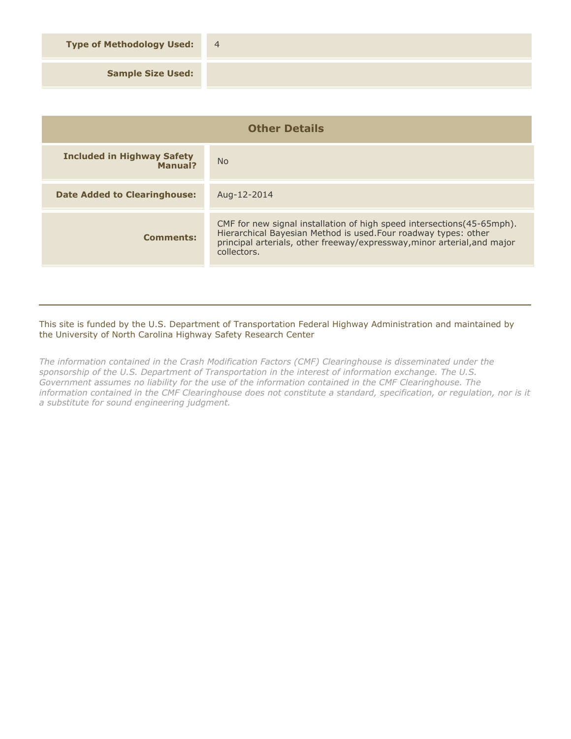| | |
|---|---|
| **Type of Methodology Used:** | 4 |
| **Sample Size Used:** | |

## Other Details

| | |
|---|---|
| **Included in Highway Safety Manual?** | No |
| **Date Added to Clearinghouse:** | Aug-12-2014 |
| **Comments:** | CMF for new signal installation of high speed intersections(45-65mph). Hierarchical Bayesian Method is used.Four roadway types: other principal arterials, other freeway/expressway,minor arterial,and major collectors. |

---

This site is funded by the U.S. Department of Transportation Federal Highway Administration and maintained by the University of North Carolina Highway Safety Research Center

*The information contained in the Crash Modification Factors (CMF) Clearinghouse is disseminated under the sponsorship of the U.S. Department of Transportation in the interest of information exchange. The U.S. Government assumes no liability for the use of the information contained in the CMF Clearinghouse. The information contained in the CMF Clearinghouse does not constitute a standard, specification, or regulation, nor is it a substitute for sound engineering judgment.*